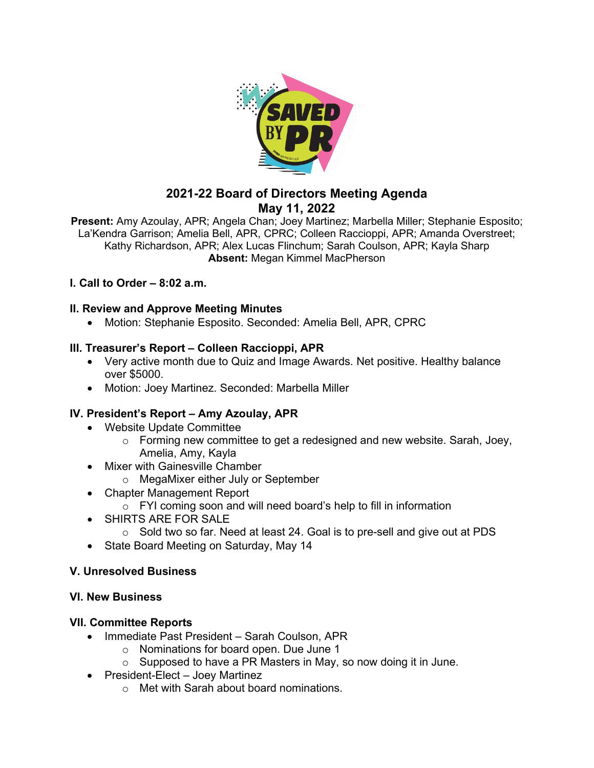# 2021-22 Board of Directors Meeting Agenda

## May 11, 2022

**Present:** Amy Azoulay, APR; Angela Chan; Joey Martinez; Marbella Miller; Stephanie Esposito; La'Kendra Garrison; Amelia Bell, APR, CPRC; Colleen Raccioppi, APR; Amanda Overstreet; Kathy Richardson, APR; Alex Lucas Flinchum; Sarah Coulson, APR; Kayla Sharp

**Absent:** Megan Kimmel MacPherson

### I. Call to Order – 8:02 a.m.

### II. Review and Approve Meeting Minutes

- Motion: Stephanie Esposito. Seconded: Amelia Bell, APR, CPRC

### III. Treasurer's Report – Colleen Raccioppi, APR

- Very active month due to Quiz and Image Awards. Net positive. Healthy balance over $5000.
- Motion: Joey Martinez. Seconded: Marbella Miller

### IV. President's Report – Amy Azoulay, APR

- Website Update Committee
  - Forming new committee to get a redesigned and new website. Sarah, Joey, Amelia, Amy, Kayla
- Mixer with Gainesville Chamber
  - MegaMixer either July or September
- Chapter Management Report
  - FYI coming soon and will need board's help to fill in information
- SHIRTS ARE FOR SALE
  - Sold two so far. Need at least 24. Goal is to pre-sell and give out at PDS
- State Board Meeting on Saturday, May 14

### V. Unresolved Business

### VI. New Business

### VII. Committee Reports

- Immediate Past President – Sarah Coulson, APR
  - Nominations for board open. Due June 1
  - Supposed to have a PR Masters in May, so now doing it in June.
- President-Elect – Joey Martinez
  - Met with Sarah about board nominations.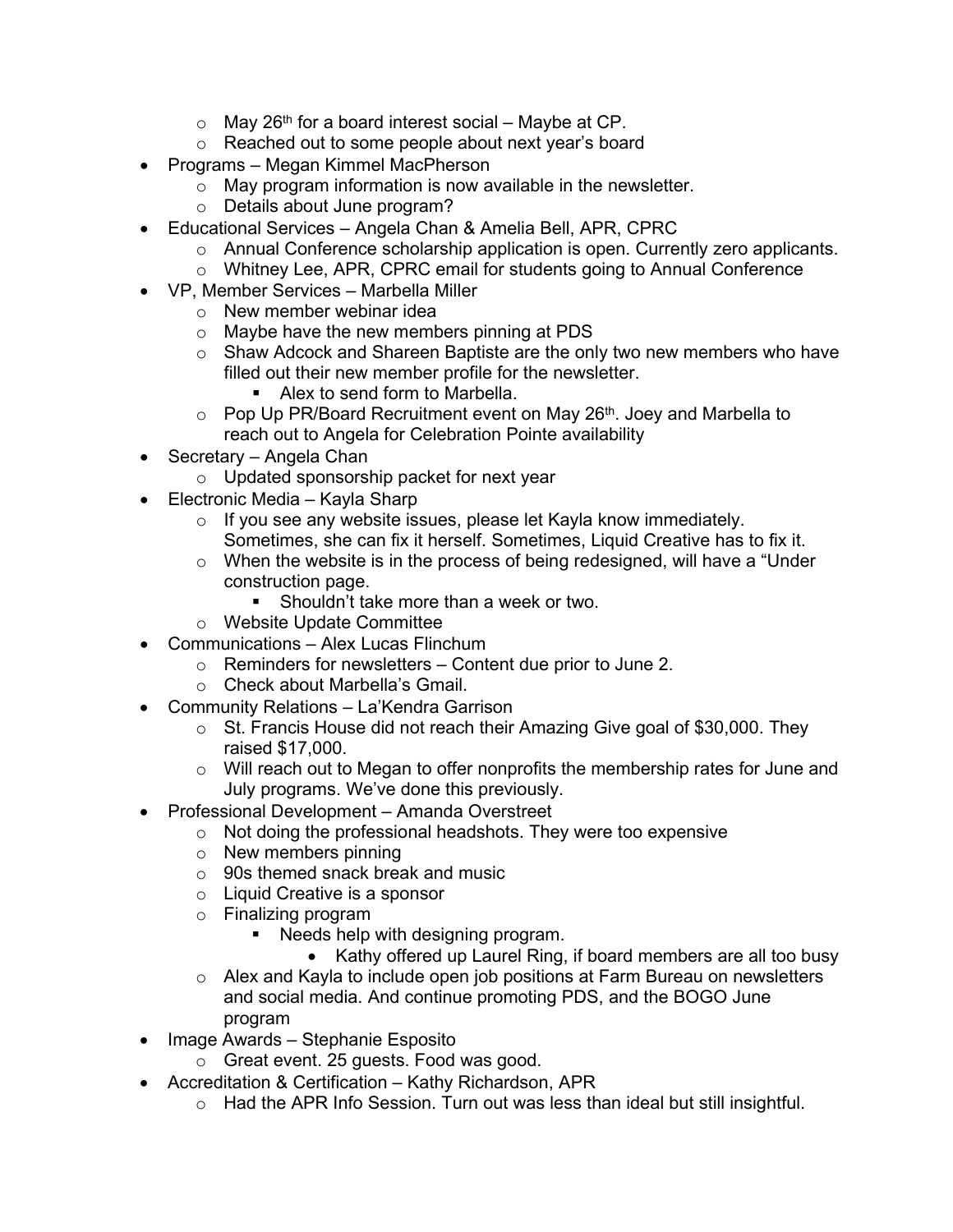- May 26th for a board interest social – Maybe at CP.
- Reached out to some people about next year's board

- Programs – Megan Kimmel MacPherson
  - May program information is now available in the newsletter.
  - Details about June program?
- Educational Services – Angela Chan & Amelia Bell, APR, CPRC
  - Annual Conference scholarship application is open. Currently zero applicants.
  - Whitney Lee, APR, CPRC email for students going to Annual Conference
- VP, Member Services – Marbella Miller
  - New member webinar idea
  - Maybe have the new members pinning at PDS
  - Shaw Adcock and Shareen Baptiste are the only two new members who have filled out their new member profile for the newsletter.
    - Alex to send form to Marbella.
  - Pop Up PR/Board Recruitment event on May 26th. Joey and Marbella to reach out to Angela for Celebration Pointe availability
- Secretary – Angela Chan
  - Updated sponsorship packet for next year
- Electronic Media – Kayla Sharp
  - If you see any website issues, please let Kayla know immediately. Sometimes, she can fix it herself. Sometimes, Liquid Creative has to fix it.
  - When the website is in the process of being redesigned, will have a "Under construction page.
    - Shouldn't take more than a week or two.
  - Website Update Committee
- Communications – Alex Lucas Flinchum
  - Reminders for newsletters – Content due prior to June 2.
  - Check about Marbella's Gmail.
- Community Relations – La'Kendra Garrison
  - St. Francis House did not reach their Amazing Give goal of $30,000. They raised $17,000.
  - Will reach out to Megan to offer nonprofits the membership rates for June and July programs. We've done this previously.
- Professional Development – Amanda Overstreet
  - Not doing the professional headshots. They were too expensive
  - New members pinning
  - 90s themed snack break and music
  - Liquid Creative is a sponsor
  - Finalizing program
    - Needs help with designing program.
      - Kathy offered up Laurel Ring, if board members are all too busy
  - Alex and Kayla to include open job positions at Farm Bureau on newsletters and social media. And continue promoting PDS, and the BOGO June program
- Image Awards – Stephanie Esposito
  - Great event. 25 guests. Food was good.
- Accreditation & Certification – Kathy Richardson, APR
  - Had the APR Info Session. Turn out was less than ideal but still insightful.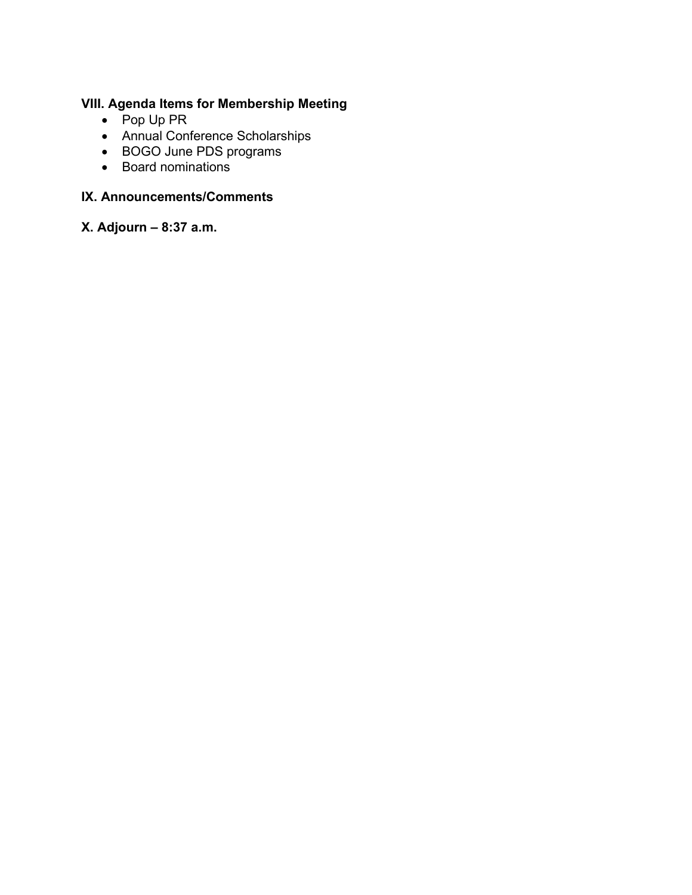**VIII. Agenda Items for Membership Meeting**

- Pop Up PR
- Annual Conference Scholarships
- BOGO June PDS programs
- Board nominations

**IX. Announcements/Comments**

**X. Adjourn – 8:37 a.m.**